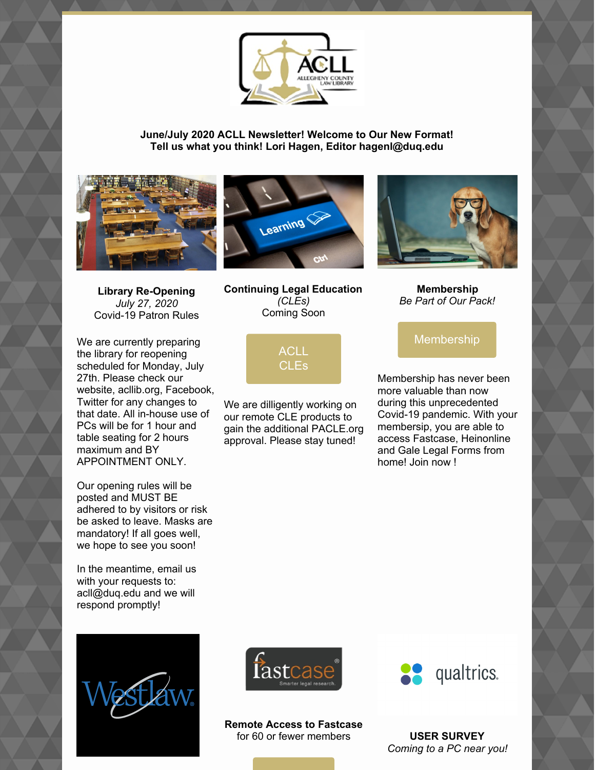**June/July 2020 ACLL Newsletter! Welcome to Our New Format!**
**Tell us what you think! Lori Hagen, Editor hagenl@duq.edu**

### Library Re-Opening
*July 27, 2020*
Covid-19 Patron Rules

We are currently preparing the library for reopening scheduled for Monday, July 27th. Please check our website, acllib.org, Facebook, Twitter for any changes to that date. All in-house use of PCs will be for 1 hour and table seating for 2 hours maximum and BY APPOINTMENT ONLY.

Our opening rules will be posted and MUST BE adhered to by visitors or risk be asked to leave. Masks are mandatory! If all goes well, we hope to see you soon!

In the meantime, email us with your requests to: acll@duq.edu and we will respond promptly!

### Continuing Legal Education
*(CLEs)*
Coming Soon

ACLL CLEs

We are dilligently working on our remote CLE products to gain the additional PACLE.org approval. Please stay tuned!

### Membership
*Be Part of Our Pack!*

Membership

Membership has never been more valuable than now during this unprecedented Covid-19 pandemic. With your membersip, you are able to access Fastcase, Heinonline and Gale Legal Forms from home! Join now !

### Remote Access to Fastcase
for 60 or fewer members

### USER SURVEY
*Coming to a PC near you!*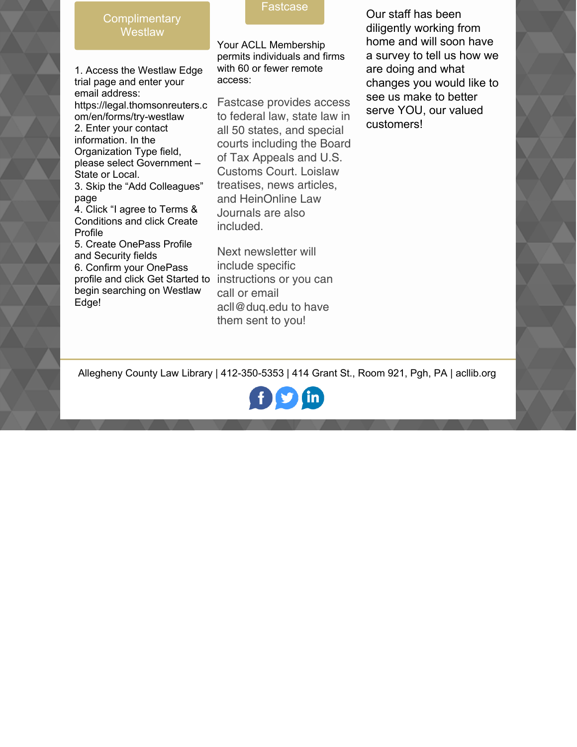## Complimentary Westlaw

1. Access the Westlaw Edge trial page and enter your email address: https://legal.thomsonreuters.com/en/forms/try-westlaw
2. Enter your contact information. In the Organization Type field, please select Government – State or Local.
3. Skip the “Add Colleagues” page
4. Click “I agree to Terms & Conditions and click Create Profile
5. Create OnePass Profile and Security fields
6. Confirm your OnePass profile and click Get Started to begin searching on Westlaw Edge!

## Fastcase

Your ACLL Membership permits individuals and firms with 60 or fewer remote access:

Fastcase provides access to federal law, state law in all 50 states, and special courts including the Board of Tax Appeals and U.S. Customs Court. Loislaw treatises, news articles, and HeinOnline Law Journals are also included.

Next newsletter will include specific instructions or you can call or email acll@duq.edu to have them sent to you!

Our staff has been diligently working from home and will soon have a survey to tell us how we are doing and what changes you would like to see us make to better serve YOU, our valued customers!

---

Allegheny County Law Library | 412-350-5353 | 414 Grant St., Room 921, Pgh, PA | acllib.org